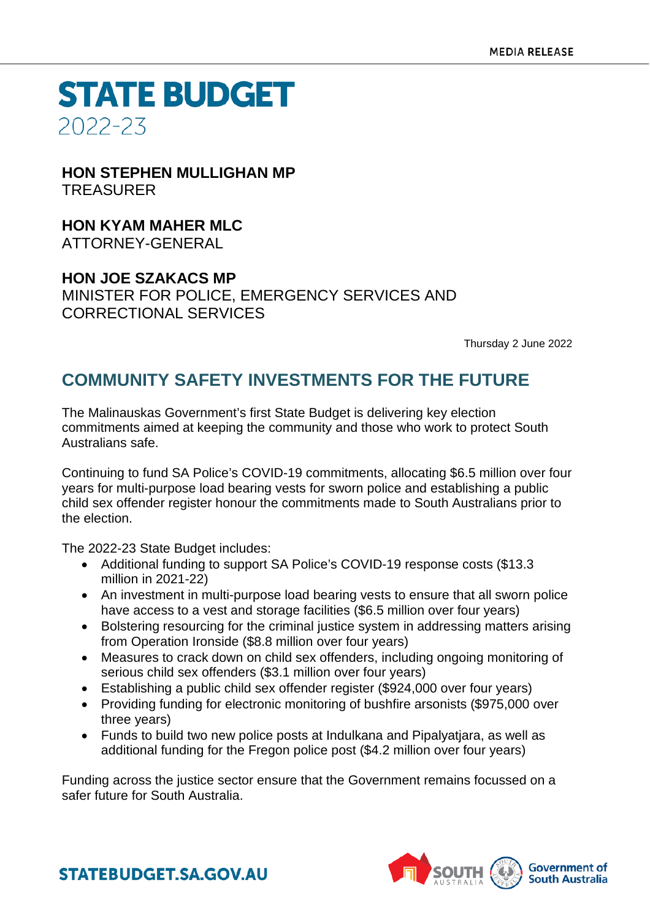MEDIA RELEASE

# STATE BUDGET 2022-23

**HON STEPHEN MULLIGHAN MP**
TREASURER

**HON KYAM MAHER MLC**
ATTORNEY-GENERAL

**HON JOE SZAKACS MP**
MINISTER FOR POLICE, EMERGENCY SERVICES AND CORRECTIONAL SERVICES

Thursday 2 June 2022

## COMMUNITY SAFETY INVESTMENTS FOR THE FUTURE

The Malinauskas Government's first State Budget is delivering key election commitments aimed at keeping the community and those who work to protect South Australians safe.

Continuing to fund SA Police's COVID-19 commitments, allocating $6.5 million over four years for multi-purpose load bearing vests for sworn police and establishing a public child sex offender register honour the commitments made to South Australians prior to the election.

The 2022-23 State Budget includes:

- Additional funding to support SA Police's COVID-19 response costs ($13.3 million in 2021-22)
- An investment in multi-purpose load bearing vests to ensure that all sworn police have access to a vest and storage facilities ($6.5 million over four years)
- Bolstering resourcing for the criminal justice system in addressing matters arising from Operation Ironside ($8.8 million over four years)
- Measures to crack down on child sex offenders, including ongoing monitoring of serious child sex offenders ($3.1 million over four years)
- Establishing a public child sex offender register ($924,000 over four years)
- Providing funding for electronic monitoring of bushfire arsonists ($975,000 over three years)
- Funds to build two new police posts at Indulkana and Pipalyatjara, as well as additional funding for the Fregon police post ($4.2 million over four years)

Funding across the justice sector ensure that the Government remains focussed on a safer future for South Australia.

STATEBUDGET.SA.GOV.AU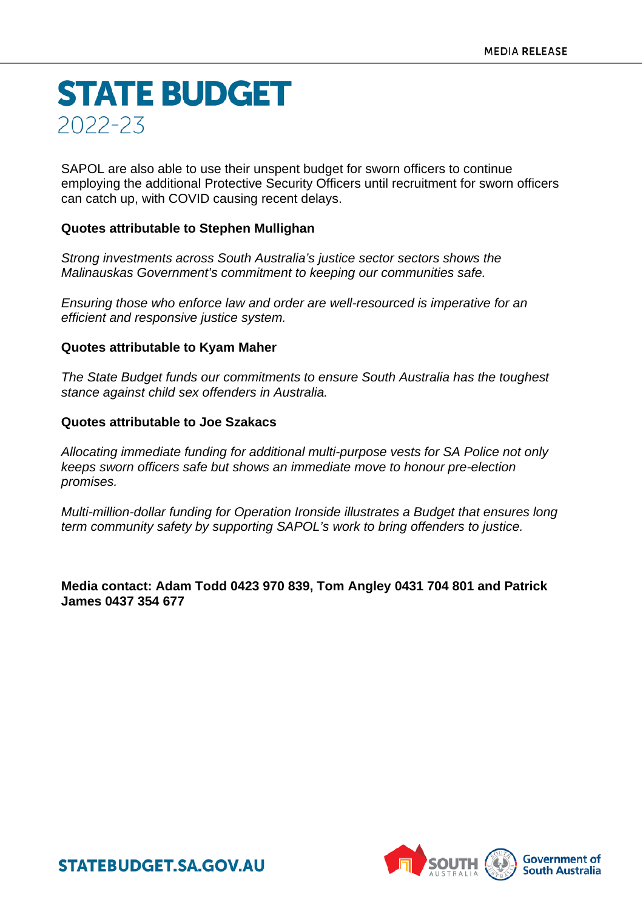SAPOL are also able to use their unspent budget for sworn officers to continue employing the additional Protective Security Officers until recruitment for sworn officers can catch up, with COVID causing recent delays.

**Quotes attributable to Stephen Mullighan**

*Strong investments across South Australia's justice sector sectors shows the Malinauskas Government's commitment to keeping our communities safe.*

*Ensuring those who enforce law and order are well-resourced is imperative for an efficient and responsive justice system.*

**Quotes attributable to Kyam Maher**

*The State Budget funds our commitments to ensure South Australia has the toughest stance against child sex offenders in Australia.*

**Quotes attributable to Joe Szakacs**

*Allocating immediate funding for additional multi-purpose vests for SA Police not only keeps sworn officers safe but shows an immediate move to honour pre-election promises.*

*Multi-million-dollar funding for Operation Ironside illustrates a Budget that ensures long term community safety by supporting SAPOL's work to bring offenders to justice.*

**Media contact: Adam Todd 0423 970 839, Tom Angley 0431 704 801 and Patrick James 0437 354 677**